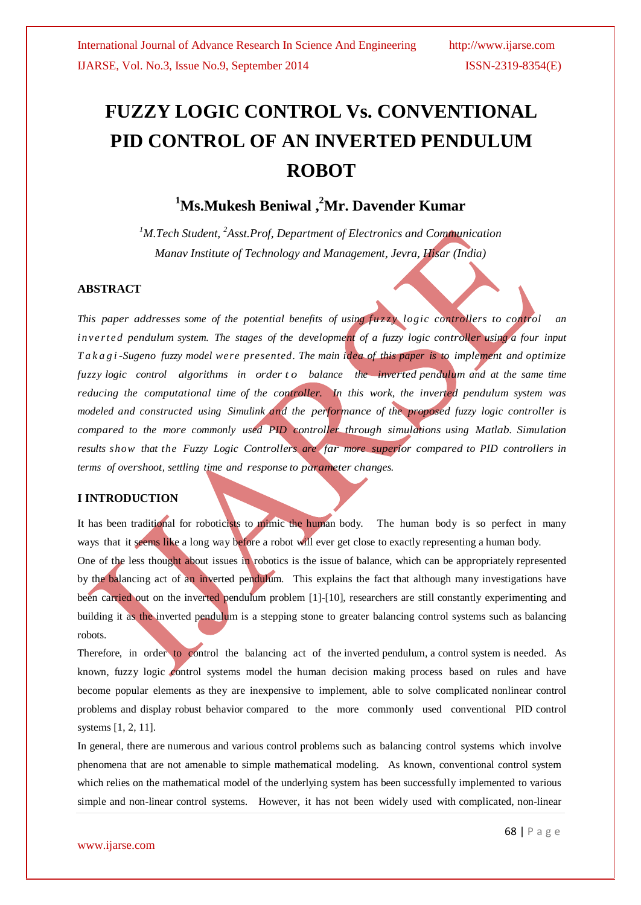# FUZZY LOGIC CONTROL Vs. CONVENTIONAL PID CONTROL OF AN INVERTED PENDULUM ROBOT

## [1]Ms.Mukesh Beniwal ,[2]Mr. Davender Kumar

*[1]M.Tech Student, [2]Asst.Prof, Department of Electronics and Communication*
*Manav Institute of Technology and Management, Jevra, Hisar (India)*

### ABSTRACT

*This paper addresses some of the potential benefits of using fuzzy logic controllers to control an inverted pendulum system. The stages of the development of a fuzzy logic controller using a four input Takagi-Sugeno fuzzy model were presented. The main idea of this paper is to implement and optimize fuzzy logic control algorithms in order to balance the inverted pendulum and at the same time reducing the computational time of the controller. In this work, the inverted pendulum system was modeled and constructed using Simulink and the performance of the proposed fuzzy logic controller is compared to the more commonly used PID controller through simulations using Matlab. Simulation results show that the Fuzzy Logic Controllers are far more superior compared to PID controllers in terms of overshoot, settling time and response to parameter changes.*

### I INTRODUCTION

It has been traditional for roboticists to mimic the human body. The human body is so perfect in many ways that it seems like a long way before a robot will ever get close to exactly representing a human body.

One of the less thought about issues in robotics is the issue of balance, which can be appropriately represented by the balancing act of an inverted pendulum. This explains the fact that although many investigations have been carried out on the inverted pendulum problem [1]-[10], researchers are still constantly experimenting and building it as the inverted pendulum is a stepping stone to greater balancing control systems such as balancing robots.

Therefore, in order to control the balancing act of the inverted pendulum, a control system is needed. As known, fuzzy logic control systems model the human decision making process based on rules and have become popular elements as they are inexpensive to implement, able to solve complicated nonlinear control problems and display robust behavior compared to the more commonly used conventional PID control systems [1, 2, 11].

In general, there are numerous and various control problems such as balancing control systems which involve phenomena that are not amenable to simple mathematical modeling. As known, conventional control system which relies on the mathematical model of the underlying system has been successfully implemented to various simple and non-linear control systems. However, it has not been widely used with complicated, non-linear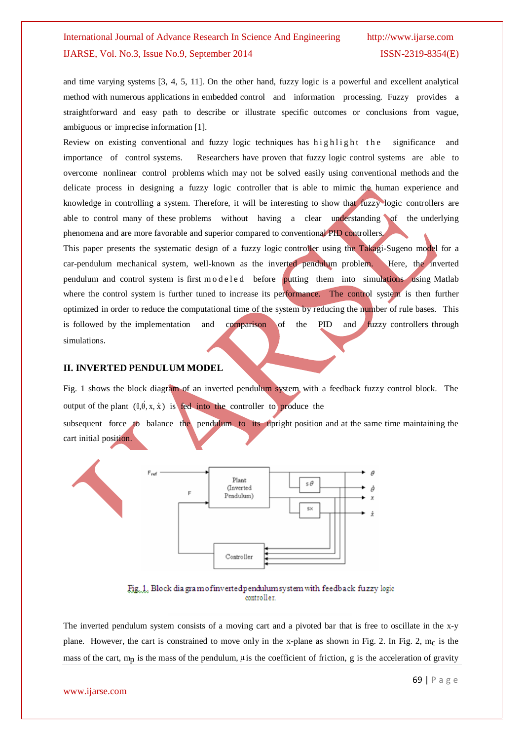and time varying systems [3, 4, 5, 11]. On the other hand, fuzzy logic is a powerful and excellent analytical method with numerous applications in embedded control and information processing. Fuzzy provides a straightforward and easy path to describe or illustrate specific outcomes or conclusions from vague, ambiguous or imprecise information [1].

Review on existing conventional and fuzzy logic techniques has highlight the significance and importance of control systems. Researchers have proven that fuzzy logic control systems are able to overcome nonlinear control problems which may not be solved easily using conventional methods and the delicate process in designing a fuzzy logic controller that is able to mimic the human experience and knowledge in controlling a system. Therefore, it will be interesting to show that fuzzy logic controllers are able to control many of these problems without having a clear understanding of the underlying phenomena and are more favorable and superior compared to conventional PID controllers.

This paper presents the systematic design of a fuzzy logic controller using the Takagi-Sugeno model for a car-pendulum mechanical system, well-known as the inverted pendulum problem. Here, the inverted pendulum and control system is first modeled before putting them into simulations using Matlab where the control system is further tuned to increase its performance. The control system is then further optimized in order to reduce the computational time of the system by reducing the number of rule bases. This is followed by the implementation and comparison of the PID and fuzzy controllers through simulations.

## II. INVERTED PENDULUM MODEL

Fig. 1 shows the block diagram of an inverted pendulum system with a feedback fuzzy control block. The output of the plant $(\theta, \dot{\theta}, x, \dot{x})$ is fed into the controller to produce the subsequent force to balance the pendulum to its upright position and at the same time maintaining the cart initial position.

$F_{ref}$

F

Plant (Inverted Pendulum)

$s\theta$

$sx$

$\theta$

$\dot{\theta}$

$x$

$\dot{x}$

Controller

Fig. 1. Block diagram of inverted pendulum system with feedback fuzzy logic controller.

The inverted pendulum system consists of a moving cart and a pivoted bar that is free to oscillate in the x-y plane. However, the cart is constrained to move only in the x-plane as shown in Fig. 2. In Fig. 2, $m_c$ is the mass of the cart, $m_p$ is the mass of the pendulum, $\mu$ is the coefficient of friction, g is the acceleration of gravity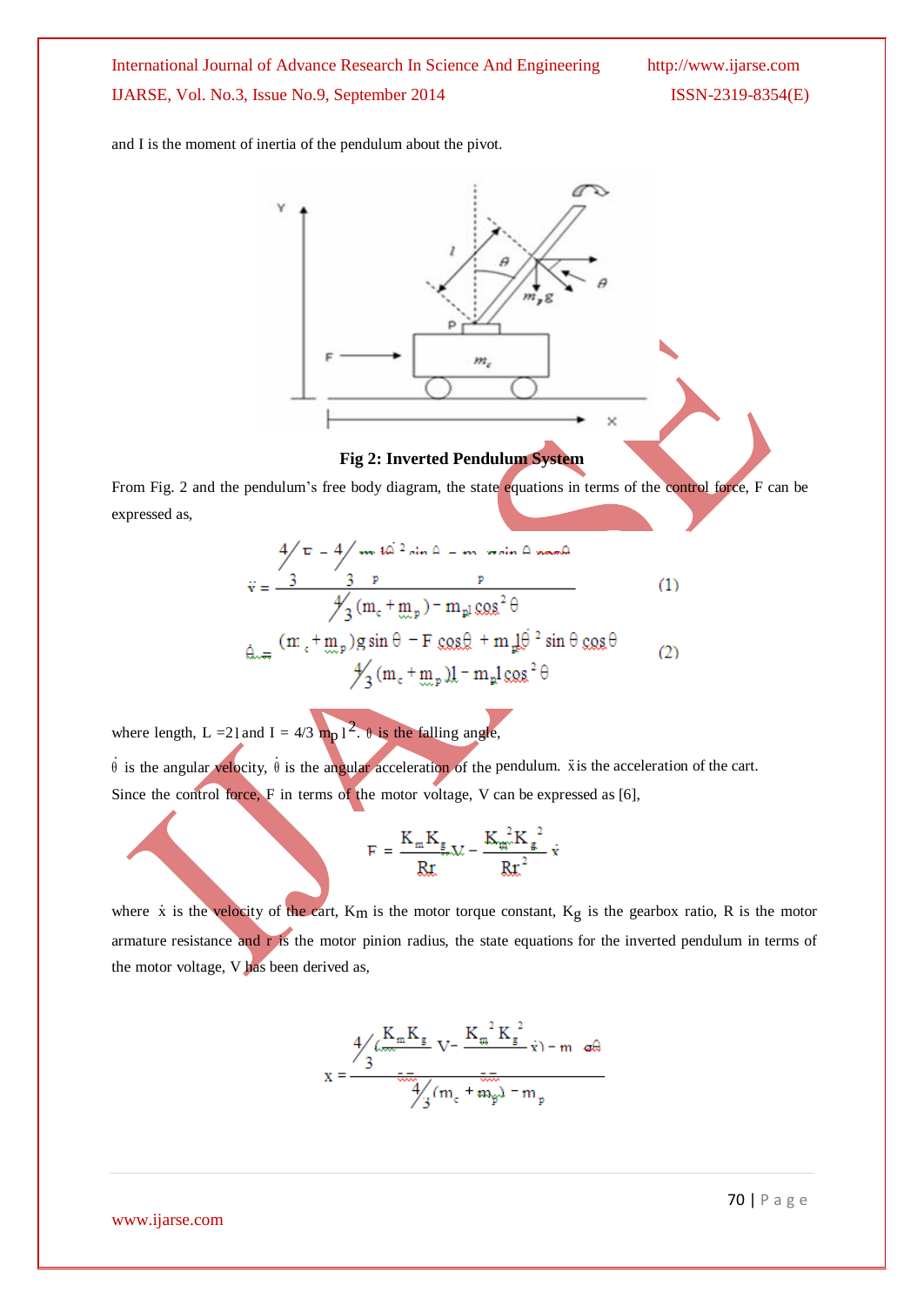and I is the moment of inertia of the pendulum about the pivot.

**Fig 2: Inverted Pendulum System**

From Fig. 2 and the pendulum's free body diagram, the state equations in terms of the control force, F can be expressed as,

$$\ddot{x} = \frac{\frac{4}{3}F - \frac{4}{3}m_p l\dot{\theta}^2 \sin\theta - m_p g \sin\theta \cos\theta}{\frac{4}{3}(m_c + m_p) - m_p \cos^2\theta} \qquad (1)$$

$$\ddot{\theta} = \frac{(m_c + m_p) g \sin\theta - F\cos\theta + m_p l\dot{\theta}^2 \sin\theta \cos\theta}{\frac{4}{3}(m_c + m_p)l - m_p l \cos^2\theta} \qquad (2)$$

where length, L =2l and I = 4/3 $m_p l^2$. $\theta$ is the falling angle,

$\dot{\theta}$ is the angular velocity, $\ddot{\theta}$ is the angular acceleration of the pendulum. $\ddot{x}$ is the acceleration of the cart.

Since the control force, F in terms of the motor voltage, V can be expressed as [6],

$$F = \frac{K_m K_g}{Rr} V - \frac{K_m^2 K_g^2}{Rr^2} \dot{x}$$

where $\dot{x}$ is the velocity of the cart, $K_m$ is the motor torque constant, $K_g$ is the gearbox ratio, R is the motor armature resistance and r is the motor pinion radius, the state equations for the inverted pendulum in terms of the motor voltage, V has been derived as,

$$x = \frac{\frac{4}{3}\left(\frac{K_m K_g}{Rr} V - \frac{K_m^2 K_g^2}{Rr^2} \dot{x}\right) - m_p \quad g\theta}{\frac{4}{3}(m_c + m_p) - m_p}$$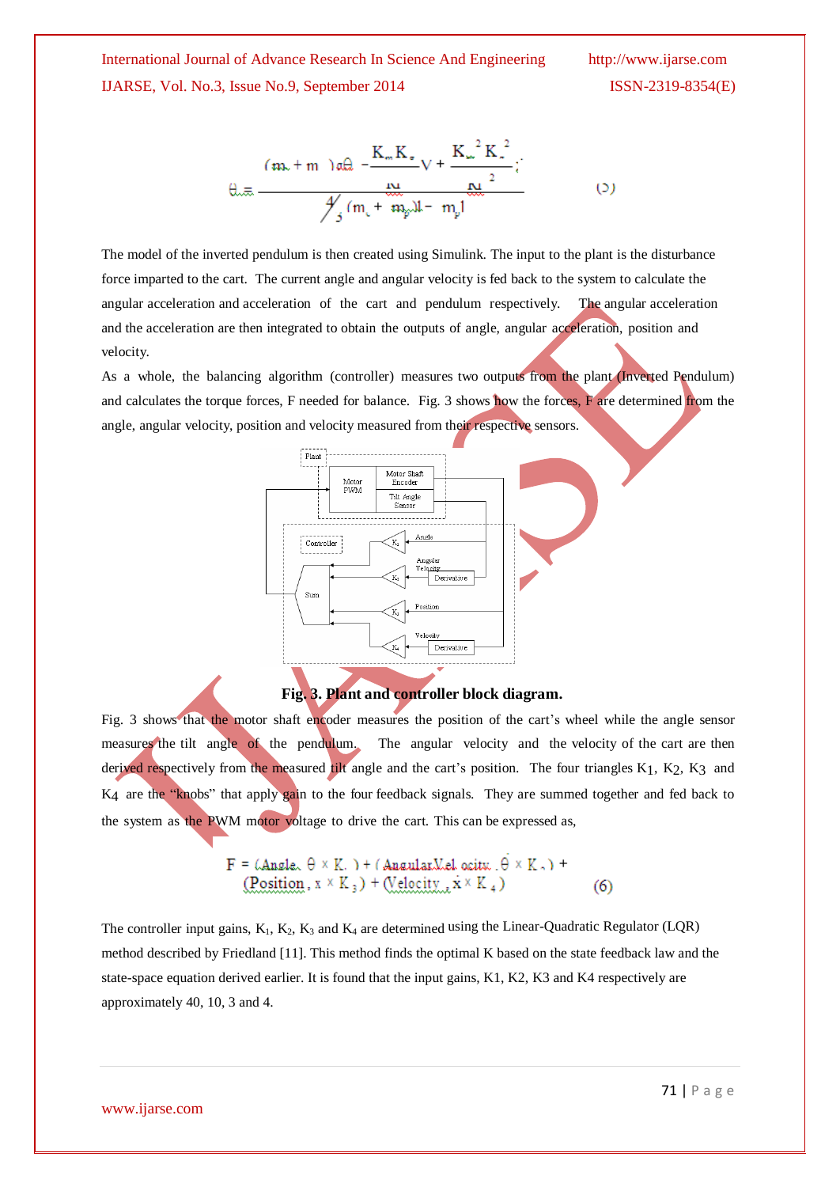$$\ddot{\theta} = \frac{(m_c + m_p)g\theta - \frac{K_m K_g}{R}V + \frac{K_m^2 K_g^2}{R^2}\dot{x}}{\frac{4}{3}(m_c + m_p)l - m_p l} \quad (5)$$

The model of the inverted pendulum is then created using Simulink. The input to the plant is the disturbance force imparted to the cart. The current angle and angular velocity is fed back to the system to calculate the angular acceleration and acceleration of the cart and pendulum respectively. The angular acceleration and the acceleration are then integrated to obtain the outputs of angle, angular acceleration, position and velocity.

As a whole, the balancing algorithm (controller) measures two outputs from the plant (Inverted Pendulum) and calculates the torque forces, F needed for balance. Fig. 3 shows how the forces, F are determined from the angle, angular velocity, position and velocity measured from their respective sensors.

Plant

Motor PWM

Motor Shaft Encoder

Tilt Angle Sensor

Controller

Sum

$K_1$

$K_2$

$K_3$

$K_4$

Angle

Angular Velocity

Derivative

Position

Velocity

Derivative

**Fig. 3. Plant and controller block diagram.**

Fig. 3 shows that the motor shaft encoder measures the position of the cart's wheel while the angle sensor measures the tilt angle of the pendulum. The angular velocity and the velocity of the cart are then derived respectively from the measured tilt angle and the cart's position. The four triangles $K_1$, $K_2$, $K_3$ and $K_4$ are the "knobs" that apply gain to the four feedback signals. They are summed together and fed back to the system as the PWM motor voltage to drive the cart. This can be expressed as,

$$F = (\text{Angle}, \theta \times K_1) + (\text{AngularVelocity}, \dot{\theta} \times K_2) + (\text{Position}, x \times K_3) + (\text{Velocity}, \dot{x} \times K_4) \quad (6)$$

The controller input gains, $K_1$, $K_2$, $K_3$ and $K_4$ are determined using the Linear-Quadratic Regulator (LQR) method described by Friedland [11]. This method finds the optimal K based on the state feedback law and the state-space equation derived earlier. It is found that the input gains, K1, K2, K3 and K4 respectively are approximately 40, 10, 3 and 4.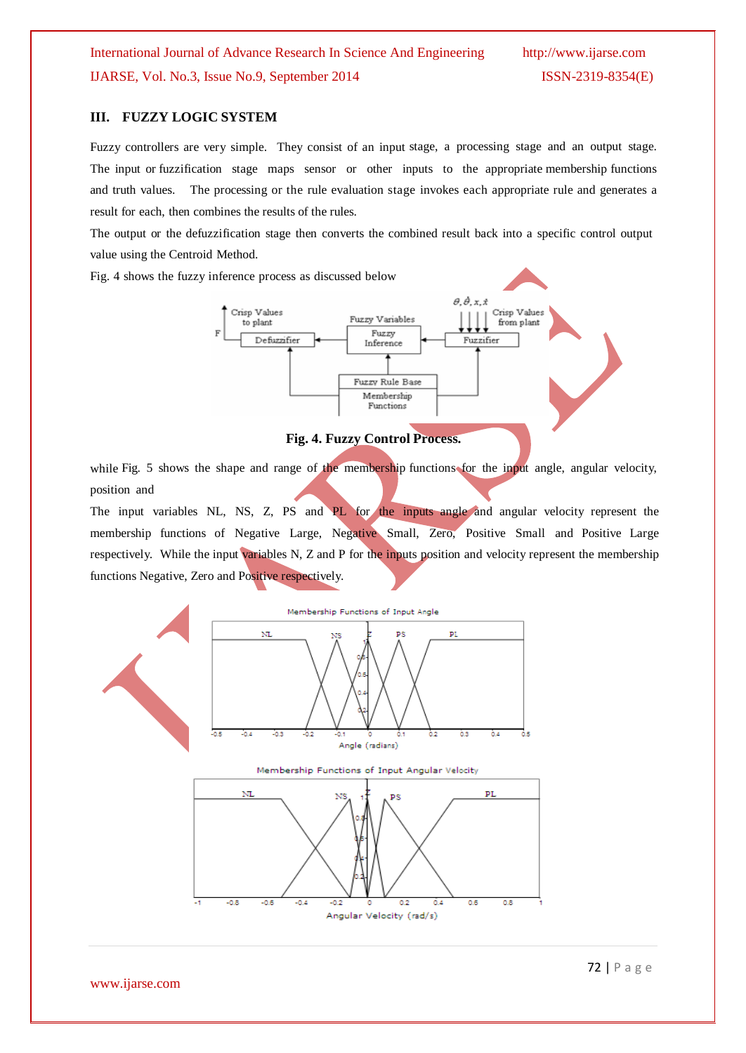### III. FUZZY LOGIC SYSTEM

Fuzzy controllers are very simple. They consist of an input stage, a processing stage and an output stage. The input or fuzzification stage maps sensor or other inputs to the appropriate membership functions and truth values. The processing or the rule evaluation stage invokes each appropriate rule and generates a result for each, then combines the results of the rules.

The output or the defuzzification stage then converts the combined result back into a specific control output value using the Centroid Method.

Fig. 4 shows the fuzzy inference process as discussed below

Crisp Values to plant
F
Defuzzifier
Fuzzy Variables
Fuzzy Inference
$\theta, \dot{\theta}, x, \dot{x}$
Crisp Values from plant
Fuzzifier
Fuzzy Rule Base
Membership Functions

**Fig. 4. Fuzzy Control Process.**

while Fig. 5 shows the shape and range of the membership functions for the input angle, angular velocity, position and

The input variables NL, NS, Z, PS and PL for the inputs angle and angular velocity represent the membership functions of Negative Large, Negative Small, Zero, Positive Small and Positive Large respectively. While the input variables N, Z and P for the inputs position and velocity represent the membership functions Negative, Zero and Positive respectively.

Membership Functions of Input Angle
NL NS Z PS PL
1
0.8
0.6
0.4
0.2
-0.5 -0.4 -0.3 -0.2 -0.1 0 0.1 0.2 0.3 0.4 0.5
Angle (radians)

Membership Functions of Input Angular Velocity
NL NS Z PS PL
1
0.8
0.6
0.4
0.2
-1 -0.8 -0.6 -0.4 -0.2 0 0.2 0.4 0.6 0.8 1
Angular Velocity (rad/s)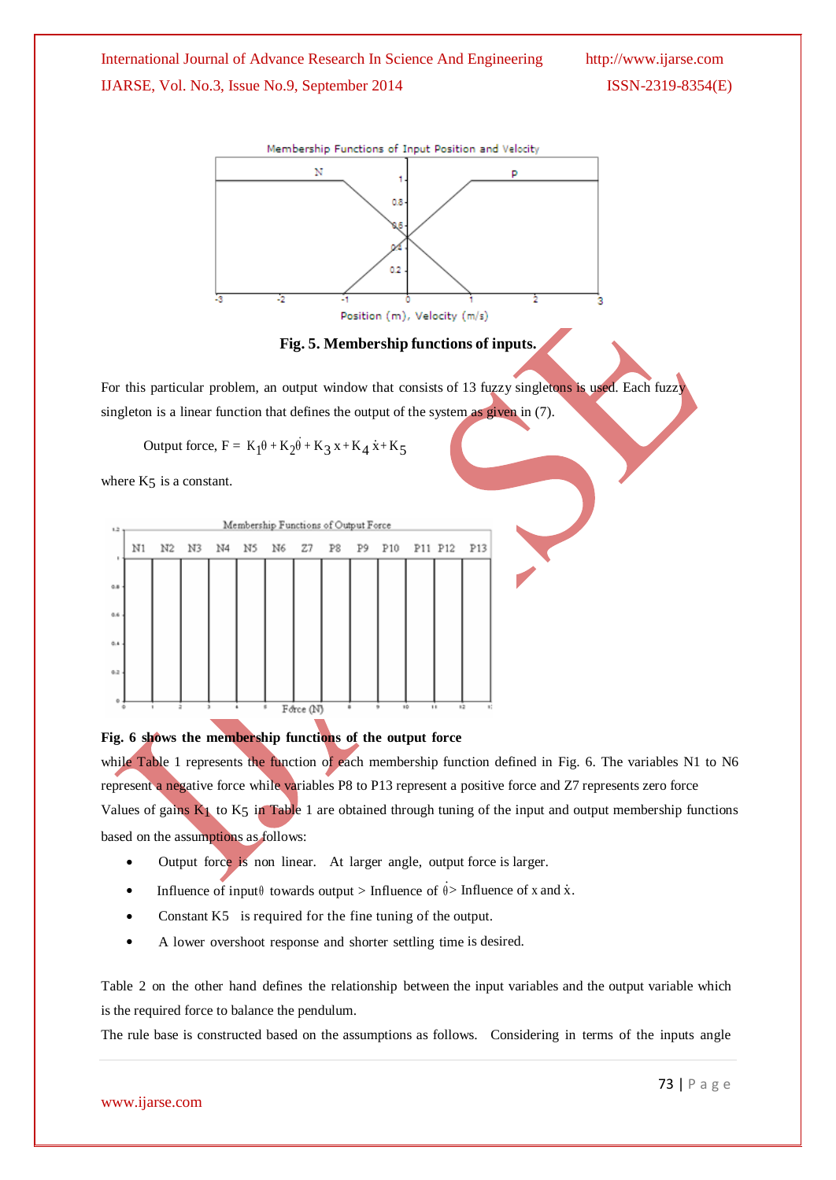Membership Functions of Input Position and Velocity

N

P

1

0.8

0.6

0.4

0.2

-3 -2 -1 0 1 2 3

Position (m), Velocity (m/s)

**Fig. 5. Membership functions of inputs.**

For this particular problem, an output window that consists of 13 fuzzy singletons is used. Each fuzzy singleton is a linear function that defines the output of the system as given in (7).

$$\text{Output force, } F = K_1\theta + K_2\dot{\theta} + K_3 x + K_4 \dot{x} + K_5$$

where $K_5$ is a constant.

Membership Functions of Output Force

N1 N2 N3 N4 N5 N6 Z7 P8 P9 P10 P11 P12 P13

1.2

1

0.8

0.6

0.4

0.2

0

0 1 2 3 4 5 6 7 8 9 10 11 12 13

Force (N)

**Fig. 6 shows the membership functions of the output force**

while Table 1 represents the function of each membership function defined in Fig. 6. The variables N1 to N6 represent a negative force while variables P8 to P13 represent a positive force and Z7 represents zero force

Values of gains $K_1$ to $K_5$ in Table 1 are obtained through tuning of the input and output membership functions based on the assumptions as follows:

- Output force is non linear. At larger angle, output force is larger.
- Influence of input $\theta$ towards output > Influence of $\dot{\theta}$ > Influence of $x$ and $\dot{x}$.
- Constant K5 is required for the fine tuning of the output.
- A lower overshoot response and shorter settling time is desired.

Table 2 on the other hand defines the relationship between the input variables and the output variable which is the required force to balance the pendulum.

The rule base is constructed based on the assumptions as follows. Considering in terms of the inputs angle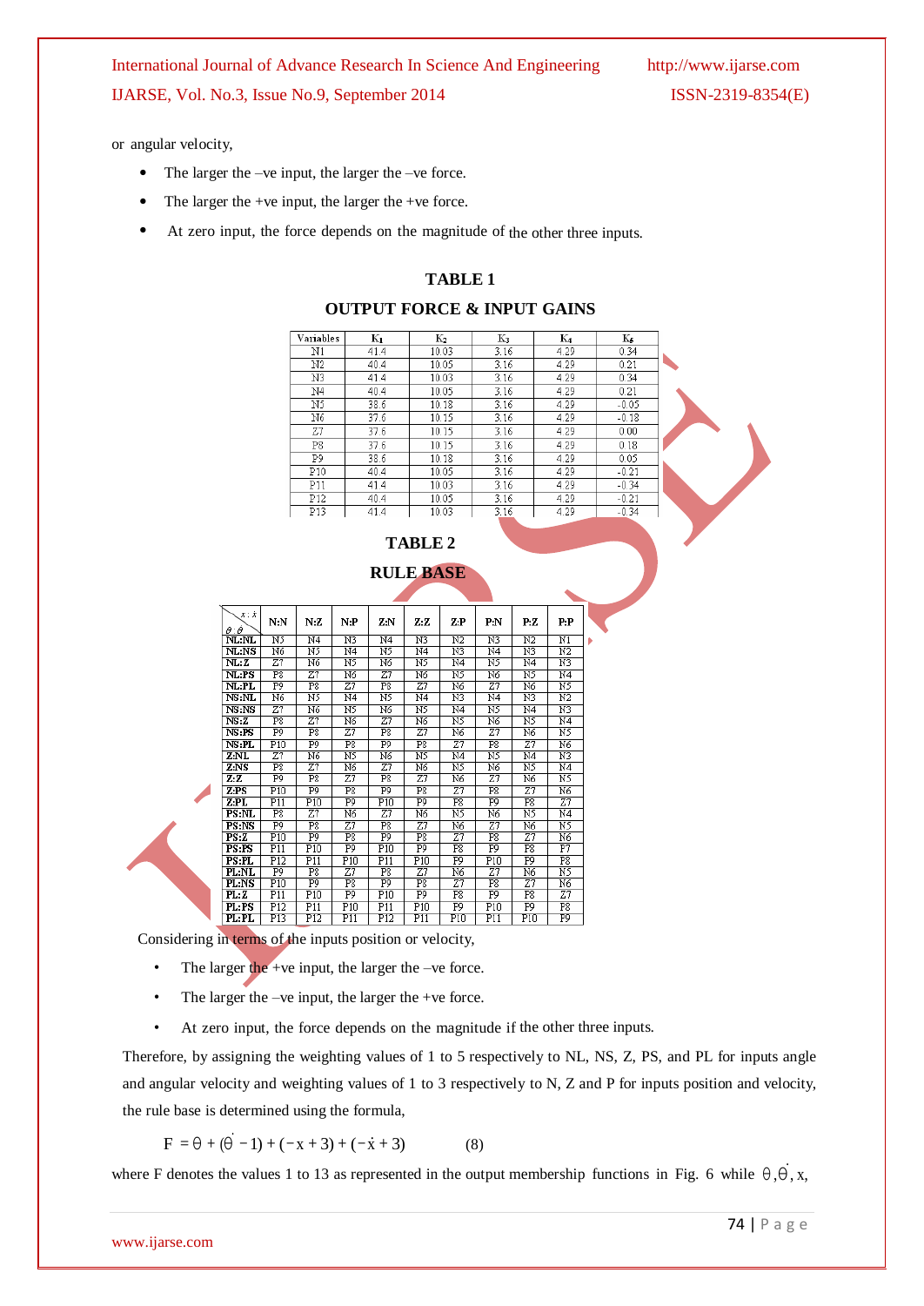or angular velocity,

- The larger the –ve input, the larger the –ve force.
- The larger the +ve input, the larger the +ve force.
- At zero input, the force depends on the magnitude of the other three inputs.

**TABLE 1**

**OUTPUT FORCE & INPUT GAINS**

| Variables | $K_1$ | $K_2$ | $K_3$ | $K_4$ | $K_6$ |
|---|---|---|---|---|---|
| N1 | 41.4 | 10.03 | 3.16 | 4.29 | 0.34 |
| N2 | 40.4 | 10.05 | 3.16 | 4.29 | 0.21 |
| N3 | 41.4 | 10.03 | 3.16 | 4.29 | 0.34 |
| N4 | 40.4 | 10.05 | 3.16 | 4.29 | 0.21 |
| N5 | 38.6 | 10.18 | 3.16 | 4.29 | -0.05 |
| N6 | 37.6 | 10.15 | 3.16 | 4.29 | -0.18 |
| Z7 | 37.6 | 10.15 | 3.16 | 4.29 | 0.00 |
| P8 | 37.6 | 10.15 | 3.16 | 4.29 | 0.18 |
| P9 | 38.6 | 10.18 | 3.16 | 4.29 | 0.05 |
| P10 | 40.4 | 10.05 | 3.16 | 4.29 | -0.21 |
| P11 | 41.4 | 10.03 | 3.16 | 4.29 | -0.34 |
| P12 | 40.4 | 10.05 | 3.16 | 4.29 | -0.21 |
| P13 | 41.4 | 10.03 | 3.16 | 4.29 | -0.34 |

**TABLE 2**

**RULE BASE**

| $x : \dot{x}$ / $\theta : \dot{\theta}$ | N:N | N:Z | N:P | Z:N | Z:Z | Z:P | P:N | P:Z | P:P |
|---|---|---|---|---|---|---|---|---|---|
| NL:NL | N5 | N4 | N3 | N4 | N3 | N2 | N3 | N2 | N1 |
| NL:NS | N6 | N5 | N4 | N5 | N4 | N3 | N4 | N3 | N2 |
| NL:Z | Z7 | N6 | N5 | N6 | N5 | N4 | N5 | N4 | N3 |
| NL:PS | P8 | Z7 | N6 | Z7 | N6 | N5 | N6 | N5 | N4 |
| NL:PL | P9 | P8 | Z7 | P8 | Z7 | N6 | Z7 | N6 | N5 |
| NS:NL | N6 | N5 | N4 | N5 | N4 | N3 | N4 | N3 | N2 |
| NS:NS | Z7 | N6 | N5 | N6 | N5 | N4 | N5 | N4 | N3 |
| NS:Z | P8 | Z7 | N6 | Z7 | N6 | N5 | N6 | N5 | N4 |
| NS:PS | P9 | P8 | Z7 | P8 | Z7 | N6 | Z7 | N6 | N5 |
| NS:PL | P10 | P9 | P8 | P9 | P8 | Z7 | P8 | Z7 | N6 |
| Z:NL | Z7 | N6 | N5 | N6 | N5 | N4 | N5 | N4 | N3 |
| Z:NS | P8 | Z7 | N6 | Z7 | N6 | N5 | N6 | N5 | N4 |
| Z:Z | P9 | P8 | Z7 | P8 | Z7 | N6 | Z7 | N6 | N5 |
| Z:PS | P10 | P9 | P8 | P9 | P8 | Z7 | P8 | Z7 | N6 |
| Z:PL | P11 | P10 | P9 | P10 | P9 | P8 | P9 | P8 | Z7 |
| PS:NL | P8 | Z7 | N6 | Z7 | N6 | N5 | N6 | N5 | N4 |
| PS:NS | P9 | P8 | Z7 | P8 | Z7 | N6 | Z7 | N6 | N5 |
| PS:Z | P10 | P9 | P8 | P9 | P8 | Z7 | P8 | Z7 | N6 |
| PS:PS | P11 | P10 | P9 | P10 | P9 | P8 | P9 | P8 | P7 |
| PS:PL | P12 | P11 | P10 | P11 | P10 | P9 | P10 | P9 | P8 |
| PL:NL | P9 | P8 | Z7 | P8 | Z7 | N6 | Z7 | N6 | N5 |
| PL:NS | P10 | P9 | P8 | P9 | P8 | Z7 | P8 | Z7 | N6 |
| PL:Z | P11 | P10 | P9 | P10 | P9 | P8 | P9 | P8 | Z7 |
| PL:PS | P12 | P11 | P10 | P11 | P10 | P9 | P10 | P9 | P8 |
| PL:PL | P13 | P12 | P11 | P12 | P11 | P10 | P11 | P10 | P9 |

Considering in terms of the inputs position or velocity,

- The larger the +ve input, the larger the –ve force.
- The larger the –ve input, the larger the +ve force.
- At zero input, the force depends on the magnitude if the other three inputs.

Therefore, by assigning the weighting values of 1 to 5 respectively to NL, NS, Z, PS, and PL for inputs angle and angular velocity and weighting values of 1 to 3 respectively to N, Z and P for inputs position and velocity, the rule base is determined using the formula,

$$F = \theta + (\dot{\theta} - 1) + (-x + 3) + (-\dot{x} + 3) \qquad (8)$$

where F denotes the values 1 to 13 as represented in the output membership functions in Fig. 6 while $\theta, \dot{\theta}$, x,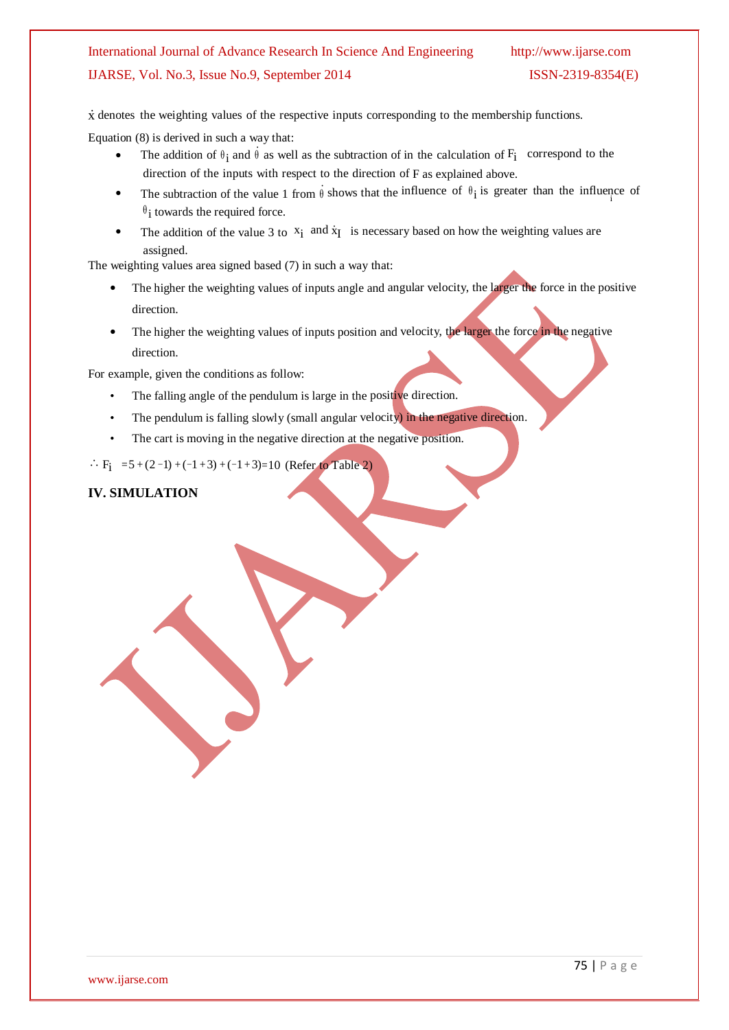$\dot{x}$ denotes the weighting values of the respective inputs corresponding to the membership functions.

Equation (8) is derived in such a way that:

- The addition of $\theta_i$ and $\dot{\theta}$ as well as the subtraction of in the calculation of $F_i$ correspond to the direction of the inputs with respect to the direction of F as explained above.
- The subtraction of the value 1 from $\dot{\theta}$ shows that the influence of $\theta_i$ is greater than the influence of $\dot{\theta}_i$ towards the required force.
- The addition of the value 3 to $x_i$ and $\dot{x}_I$ is necessary based on how the weighting values are assigned.

The weighting values area signed based (7) in such a way that:

- The higher the weighting values of inputs angle and angular velocity, the larger the force in the positive direction.
- The higher the weighting values of inputs position and velocity, the larger the force in the negative direction.

For example, given the conditions as follow:

- The falling angle of the pendulum is large in the positive direction.
- The pendulum is falling slowly (small angular velocity) in the negative direction.
- The cart is moving in the negative direction at the negative position.

$\therefore F_i = 5 + (2 - 1) + (-1 + 3) + (-1 + 3) = 10$ (Refer to Table 2)

## IV. SIMULATION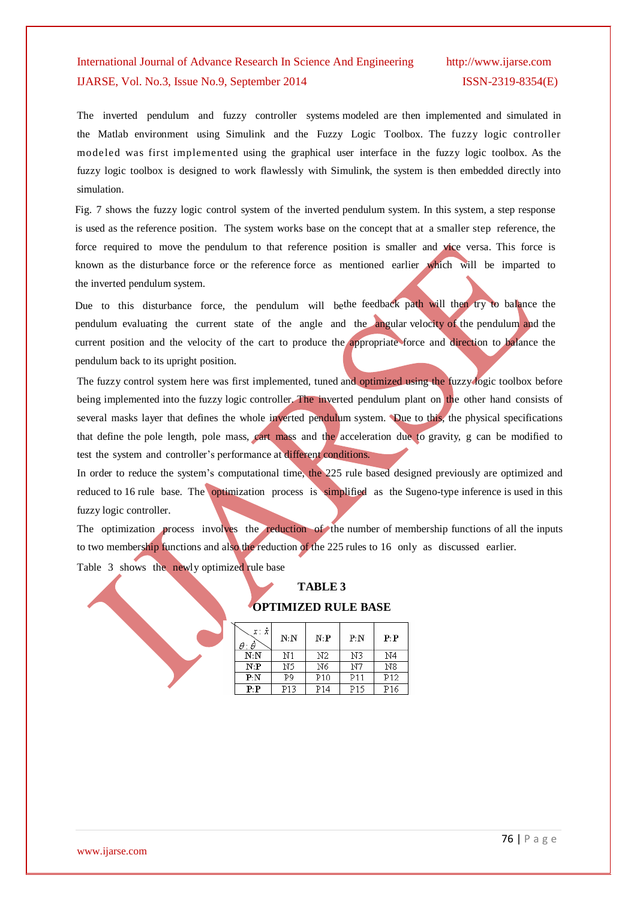The inverted pendulum and fuzzy controller systems modeled are then implemented and simulated in the Matlab environment using Simulink and the Fuzzy Logic Toolbox. The fuzzy logic controller modeled was first implemented using the graphical user interface in the fuzzy logic toolbox. As the fuzzy logic toolbox is designed to work flawlessly with Simulink, the system is then embedded directly into simulation.

Fig. 7 shows the fuzzy logic control system of the inverted pendulum system. In this system, a step response is used as the reference position. The system works base on the concept that at a smaller step reference, the force required to move the pendulum to that reference position is smaller and vice versa. This force is known as the disturbance force or the reference force as mentioned earlier which will be imparted to the inverted pendulum system.

Due to this disturbance force, the pendulum will bethe feedback path will then try to balance the pendulum evaluating the current state of the angle and the angular velocity of the pendulum and the current position and the velocity of the cart to produce the appropriate force and direction to balance the pendulum back to its upright position.

The fuzzy control system here was first implemented, tuned and optimized using the fuzzy logic toolbox before being implemented into the fuzzy logic controller. The inverted pendulum plant on the other hand consists of several masks layer that defines the whole inverted pendulum system. Due to this, the physical specifications that define the pole length, pole mass, cart mass and the acceleration due to gravity, g can be modified to test the system and controller's performance at different conditions.

In order to reduce the system's computational time, the 225 rule based designed previously are optimized and reduced to 16 rule base. The optimization process is simplified as the Sugeno-type inference is used in this fuzzy logic controller.

The optimization process involves the reduction of the number of membership functions of all the inputs to two membership functions and also the reduction of the 225 rules to 16 only as discussed earlier.

Table 3 shows the newly optimized rule base

**TABLE 3**

**OPTIMIZED RULE BASE**

| $\theta:\dot{\theta}$ \ $x:\dot{x}$ | N:N | N:P | P:N | P:P |
|---|---|---|---|---|
| N:N | N1 | N2 | N3 | N4 |
| N:P | N5 | N6 | N7 | N8 |
| P:N | P9 | P10 | P11 | P12 |
| P:P | P13 | P14 | P15 | P16 |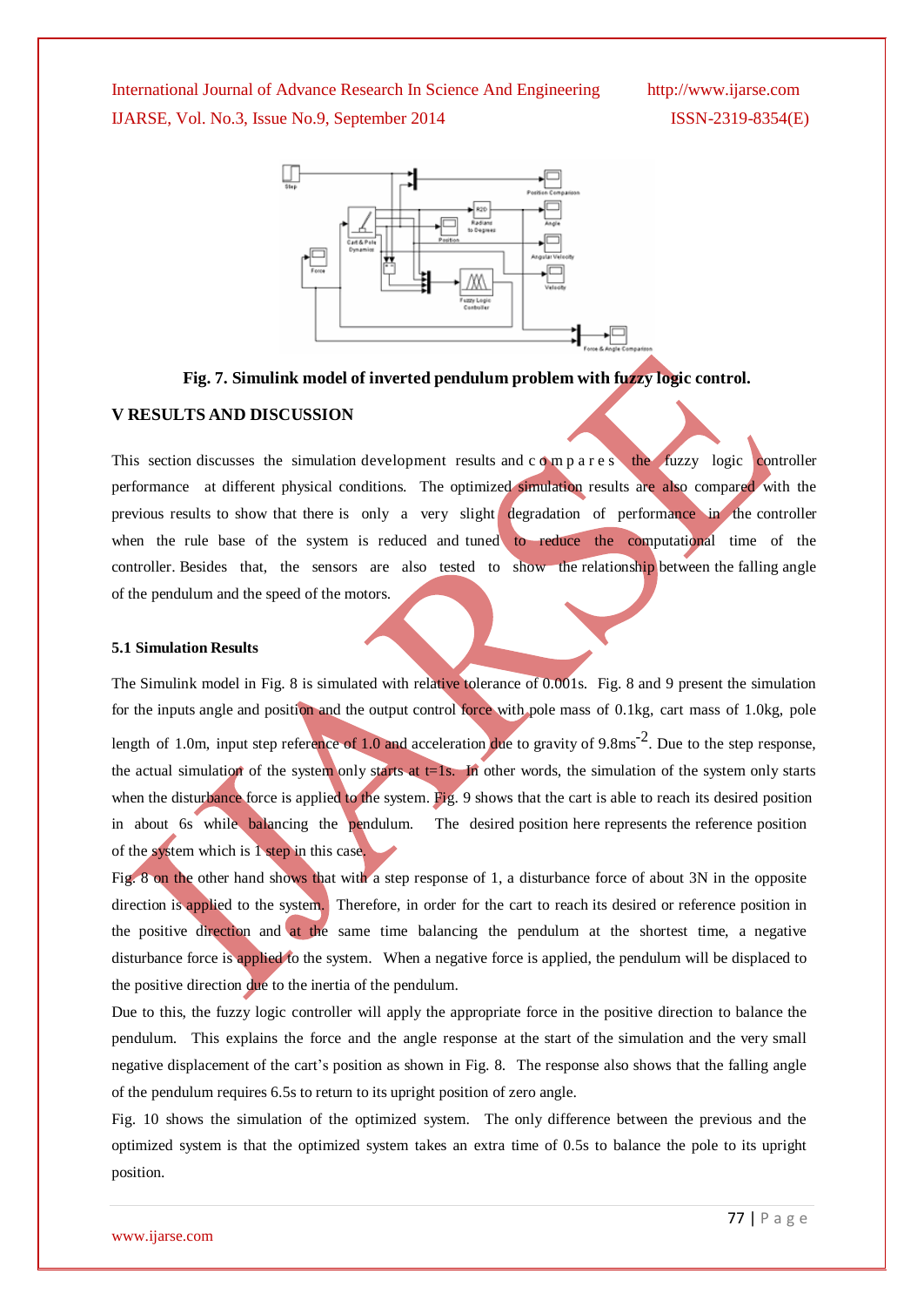Fig. 7. Simulink model of inverted pendulum problem with fuzzy logic control.

## V RESULTS AND DISCUSSION

This section discusses the simulation development results and compares the fuzzy logic controller performance at different physical conditions. The optimized simulation results are also compared with the previous results to show that there is only a very slight degradation of performance in the controller when the rule base of the system is reduced and tuned to reduce the computational time of the controller. Besides that, the sensors are also tested to show the relationship between the falling angle of the pendulum and the speed of the motors.

### 5.1 Simulation Results

The Simulink model in Fig. 8 is simulated with relative tolerance of 0.001s. Fig. 8 and 9 present the simulation for the inputs angle and position and the output control force with pole mass of 0.1kg, cart mass of 1.0kg, pole length of 1.0m, input step reference of 1.0 and acceleration due to gravity of $9.8ms^{-2}$. Due to the step response, the actual simulation of the system only starts at t=1s. In other words, the simulation of the system only starts when the disturbance force is applied to the system. Fig. 9 shows that the cart is able to reach its desired position in about 6s while balancing the pendulum. The desired position here represents the reference position of the system which is 1 step in this case.

Fig. 8 on the other hand shows that with a step response of 1, a disturbance force of about 3N in the opposite direction is applied to the system. Therefore, in order for the cart to reach its desired or reference position in the positive direction and at the same time balancing the pendulum at the shortest time, a negative disturbance force is applied to the system. When a negative force is applied, the pendulum will be displaced to the positive direction due to the inertia of the pendulum.

Due to this, the fuzzy logic controller will apply the appropriate force in the positive direction to balance the pendulum. This explains the force and the angle response at the start of the simulation and the very small negative displacement of the cart's position as shown in Fig. 8. The response also shows that the falling angle of the pendulum requires 6.5s to return to its upright position of zero angle.

Fig. 10 shows the simulation of the optimized system. The only difference between the previous and the optimized system is that the optimized system takes an extra time of 0.5s to balance the pole to its upright position.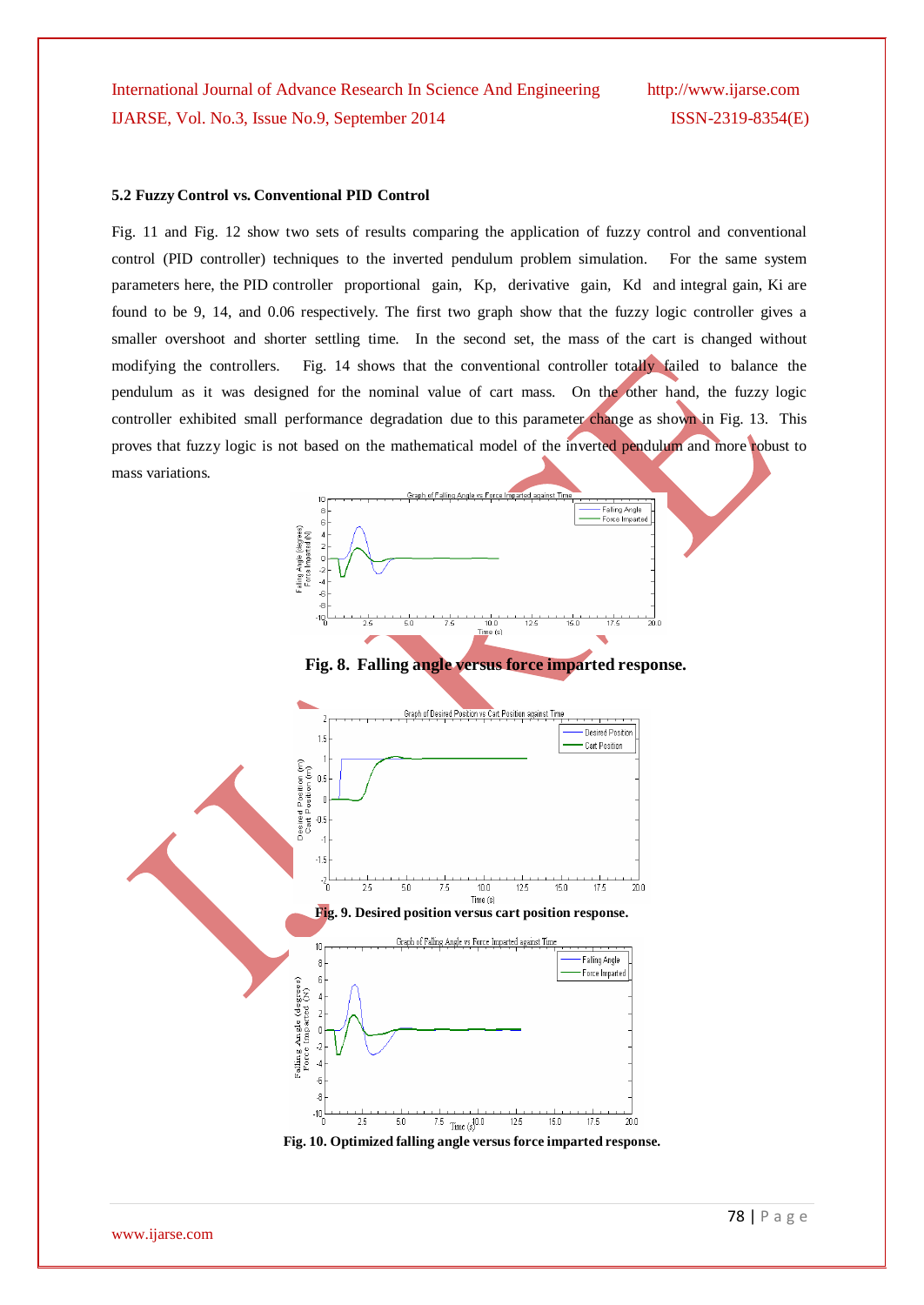### 5.2 Fuzzy Control vs. Conventional PID Control

Fig. 11 and Fig. 12 show two sets of results comparing the application of fuzzy control and conventional control (PID controller) techniques to the inverted pendulum problem simulation. For the same system parameters here, the PID controller proportional gain, Kp, derivative gain, Kd and integral gain, Ki are found to be 9, 14, and 0.06 respectively. The first two graph show that the fuzzy logic controller gives a smaller overshoot and shorter settling time. In the second set, the mass of the cart is changed without modifying the controllers. Fig. 14 shows that the conventional controller totally failed to balance the pendulum as it was designed for the nominal value of cart mass. On the other hand, the fuzzy logic controller exhibited small performance degradation due to this parameter change as shown in Fig. 13. This proves that fuzzy logic is not based on the mathematical model of the inverted pendulum and more robust to mass variations.

**Fig. 8. Falling angle versus force imparted response.**

**Fig. 9. Desired position versus cart position response.**

**Fig. 10. Optimized falling angle versus force imparted response.**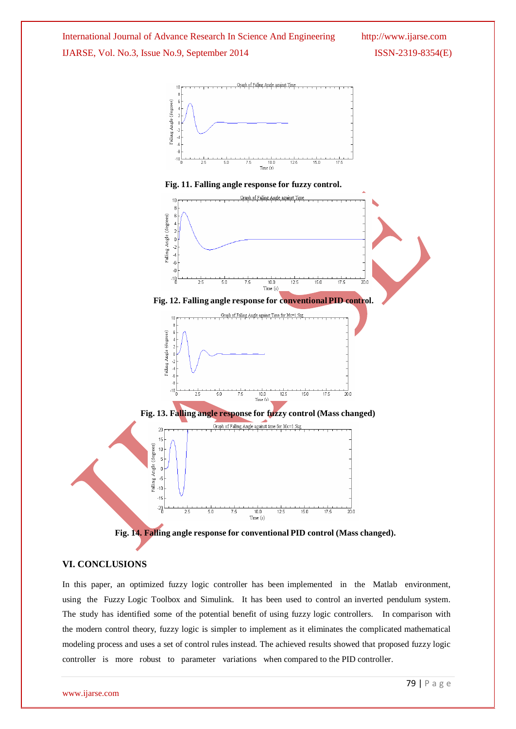Graph of Falling Angle against Time

Falling Angle (degrees)

10
8
6
4
2
0
-2
-4
-6
-8
-10

0 2.5 5.0 7.5 10.0 12.5 15.0 17.5

Time (s)

**Fig. 11. Falling angle response for fuzzy control.**

Graph of Falling Angle against Time

Falling Angle (degrees)

10
8
6
4
2
0
-2
-4
-6
-8
-10

0 2.5 5.0 7.5 10.0 12.5 15.0 17.5 20.0

Time (s)

**Fig. 12. Falling angle response for conventional PID control.**

Graph of Falling Angle against Time for Mc=1.5kg

Falling Angle (degrees)

10
8
6
4
2
0
-2
-4
-6
-8
-10

0 2.5 5.0 7.5 10.0 12.5 15.0 17.5 20.0

Time (s)

**Fig. 13. Falling angle response for fuzzy control (Mass changed)**

Graph of Falling Angle against time for Mc=1.5kg

Falling Angle (degrees)

20
15
10
5
0
-5
-10
-15
-20

0 2.5 5.0 7.5 10.0 12.5 15.0 17.5 20.0

Time (s)

**Fig. 14. Falling angle response for conventional PID control (Mass changed).**

## VI. CONCLUSIONS

In this paper, an optimized fuzzy logic controller has been implemented in the Matlab environment, using the Fuzzy Logic Toolbox and Simulink. It has been used to control an inverted pendulum system. The study has identified some of the potential benefit of using fuzzy logic controllers. In comparison with the modern control theory, fuzzy logic is simpler to implement as it eliminates the complicated mathematical modeling process and uses a set of control rules instead. The achieved results showed that proposed fuzzy logic controller is more robust to parameter variations when compared to the PID controller.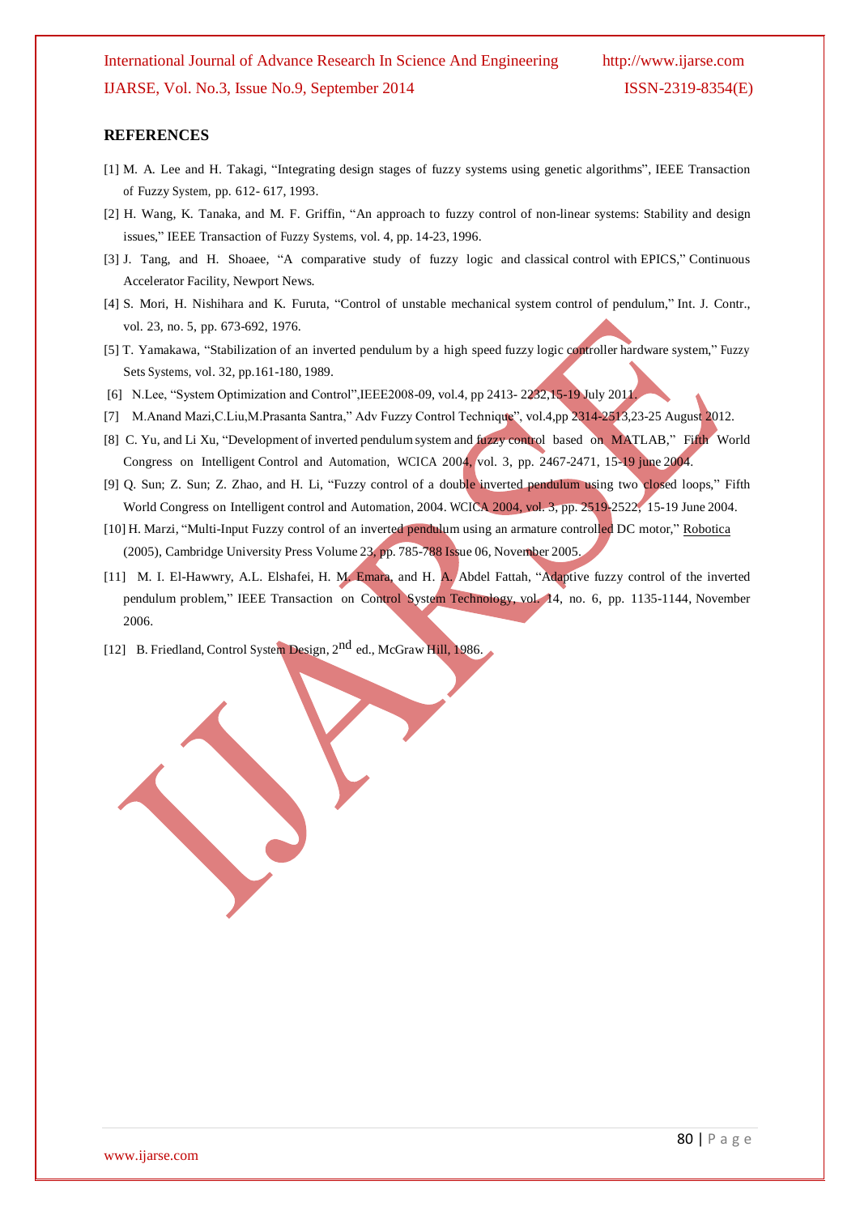## REFERENCES

[1] M. A. Lee and H. Takagi, "Integrating design stages of fuzzy systems using genetic algorithms", IEEE Transaction of Fuzzy System, pp. 612- 617, 1993.

[2] H. Wang, K. Tanaka, and M. F. Griffin, "An approach to fuzzy control of non-linear systems: Stability and design issues," IEEE Transaction of Fuzzy Systems, vol. 4, pp. 14-23, 1996.

[3] J. Tang, and H. Shoaee, "A comparative study of fuzzy logic and classical control with EPICS," Continuous Accelerator Facility, Newport News.

[4] S. Mori, H. Nishihara and K. Furuta, "Control of unstable mechanical system control of pendulum," Int. J. Contr., vol. 23, no. 5, pp. 673-692, 1976.

[5] T. Yamakawa, "Stabilization of an inverted pendulum by a high speed fuzzy logic controller hardware system," Fuzzy Sets Systems, vol. 32, pp.161-180, 1989.

[6] N.Lee, "System Optimization and Control",IEEE2008-09, vol.4, pp 2413- 2232,15-19 July 2011.

[7] M.Anand Mazi,C.Liu,M.Prasanta Santra," Adv Fuzzy Control Technique", vol.4,pp 2314-2513,23-25 August 2012.

[8] C. Yu, and Li Xu, "Development of inverted pendulum system and fuzzy control based on MATLAB," Fifth World Congress on Intelligent Control and Automation, WCICA 2004, vol. 3, pp. 2467-2471, 15-19 june 2004.

[9] Q. Sun; Z. Sun; Z. Zhao, and H. Li, "Fuzzy control of a double inverted pendulum using two closed loops," Fifth World Congress on Intelligent control and Automation, 2004. WCICA 2004, vol. 3, pp. 2519-2522, 15-19 June 2004.

[10] H. Marzi, "Multi-Input Fuzzy control of an inverted pendulum using an armature controlled DC motor," Robotica (2005), Cambridge University Press Volume 23, pp. 785-788 Issue 06, November 2005.

[11] M. I. El-Hawwry, A.L. Elshafei, H. M. Emara, and H. A. Abdel Fattah, "Adaptive fuzzy control of the inverted pendulum problem," IEEE Transaction on Control System Technology, vol. 14, no. 6, pp. 1135-1144, November 2006.

[12] B. Friedland, Control System Design, 2nd ed., McGraw Hill, 1986.